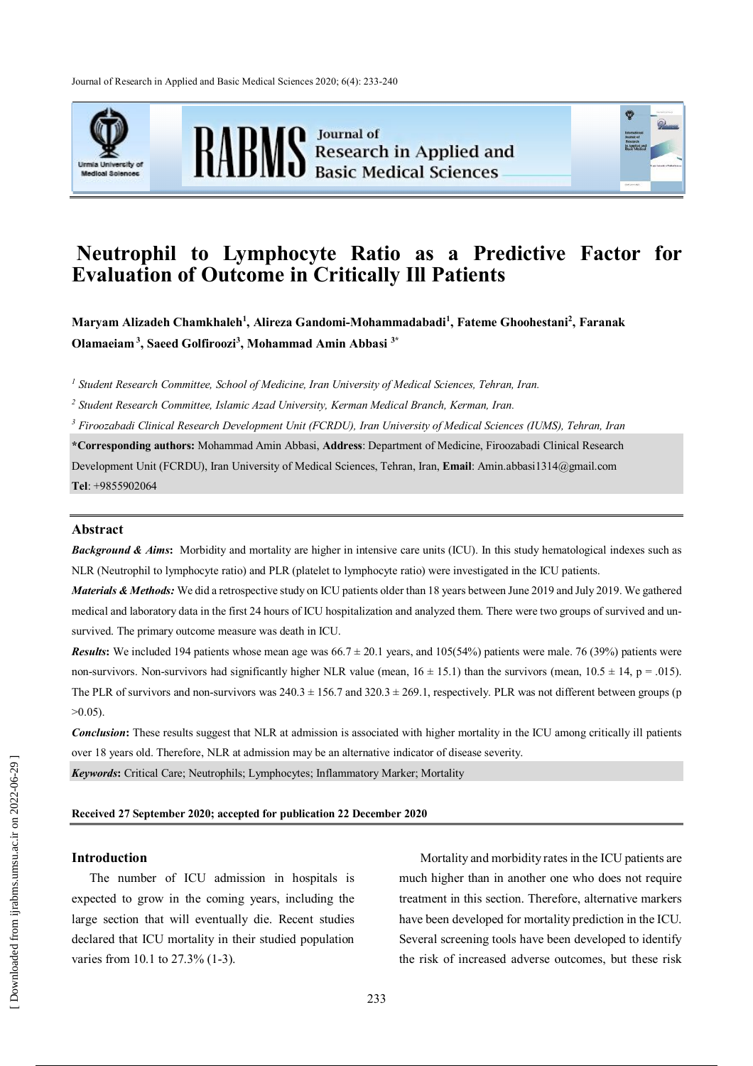# Neutrophil to Lymphocyte Ratio as a Predictive Factor for Evaluation of Outcome in Critically Ill Patients

**Maryam Alizadeh Chamkhaleh[1], Alireza Gandomi-Mohammadabadi[1], Fateme Ghoohestani[2], Faranak Olamaeiam[3], Saeed Golfiroozi[3], Mohammad Amin Abbasi[3*]**

[1] *Student Research Committee, School of Medicine, Iran University of Medical Sciences, Tehran, Iran.*

[2] *Student Research Committee, Islamic Azad University, Kerman Medical Branch, Kerman, Iran.*

[3] *Firoozabadi Clinical Research Development Unit (FCRDU), Iran University of Medical Sciences (IUMS), Tehran, Iran*

**\*Corresponding authors:** Mohammad Amin Abbasi, **Address**: Department of Medicine, Firoozabadi Clinical Research Development Unit (FCRDU), Iran University of Medical Sciences, Tehran, Iran, **Email**: Amin.abbasi1314@gmail.com **Tel**: +9855902064

## Abstract

***Background & Aims*:** Morbidity and mortality are higher in intensive care units (ICU). In this study hematological indexes such as NLR (Neutrophil to lymphocyte ratio) and PLR (platelet to lymphocyte ratio) were investigated in the ICU patients.

***Materials & Methods:*** We did a retrospective study on ICU patients older than 18 years between June 2019 and July 2019. We gathered medical and laboratory data in the first 24 hours of ICU hospitalization and analyzed them. There were two groups of survived and un-survived. The primary outcome measure was death in ICU.

***Results*:** We included 194 patients whose mean age was 66.7 ± 20.1 years, and 105(54%) patients were male. 76 (39%) patients were non-survivors. Non-survivors had significantly higher NLR value (mean, 16 ± 15.1) than the survivors (mean, 10.5 ± 14, p = .015). The PLR of survivors and non-survivors was 240.3 ± 156.7 and 320.3 ± 269.1, respectively. PLR was not different between groups (p >0.05).

***Conclusion*:** These results suggest that NLR at admission is associated with higher mortality in the ICU among critically ill patients over 18 years old. Therefore, NLR at admission may be an alternative indicator of disease severity.

***Keywords*:** Critical Care; Neutrophils; Lymphocytes; Inflammatory Marker; Mortality

**Received 27 September 2020; accepted for publication 22 December 2020**

## Introduction

The number of ICU admission in hospitals is expected to grow in the coming years, including the large section that will eventually die. Recent studies declared that ICU mortality in their studied population varies from 10.1 to 27.3% (1-3).

Mortality and morbidity rates in the ICU patients are much higher than in another one who does not require treatment in this section. Therefore, alternative markers have been developed for mortality prediction in the ICU. Several screening tools have been developed to identify the risk of increased adverse outcomes, but these risk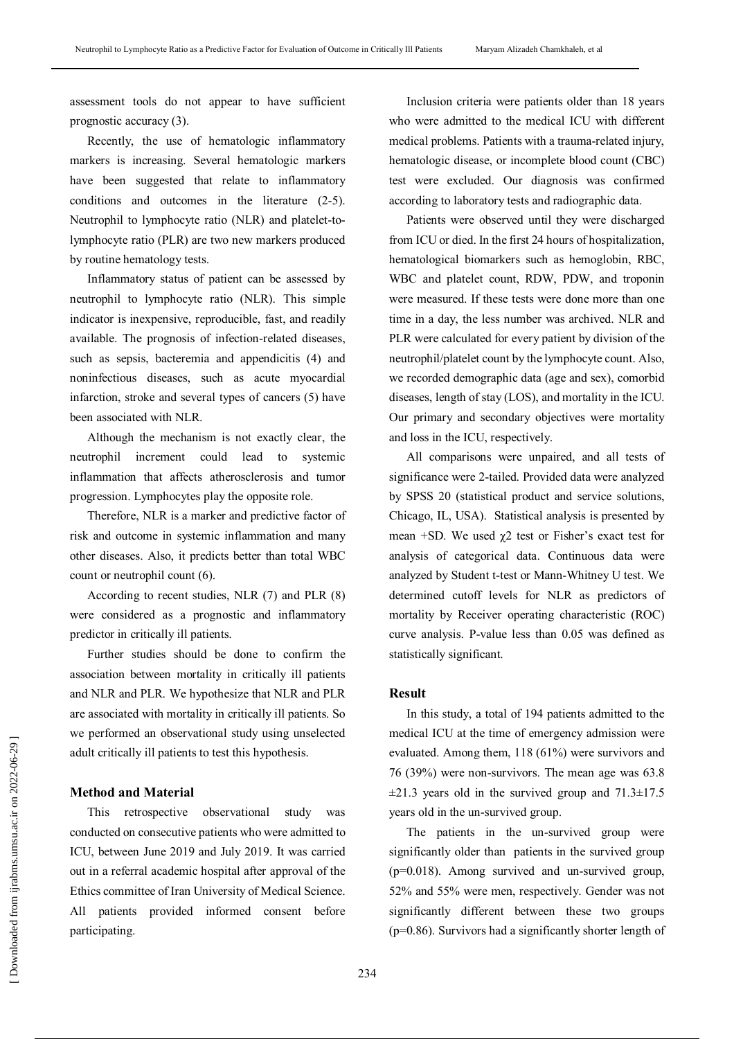assessment tools do not appear to have sufficient prognostic accuracy (3).

Recently, the use of hematologic inflammatory markers is increasing. Several hematologic markers have been suggested that relate to inflammatory conditions and outcomes in the literature (2-5). Neutrophil to lymphocyte ratio (NLR) and platelet-to-lymphocyte ratio (PLR) are two new markers produced by routine hematology tests.

Inflammatory status of patient can be assessed by neutrophil to lymphocyte ratio (NLR). This simple indicator is inexpensive, reproducible, fast, and readily available. The prognosis of infection-related diseases, such as sepsis, bacteremia and appendicitis (4) and noninfectious diseases, such as acute myocardial infarction, stroke and several types of cancers (5) have been associated with NLR.

Although the mechanism is not exactly clear, the neutrophil increment could lead to systemic inflammation that affects atherosclerosis and tumor progression. Lymphocytes play the opposite role.

Therefore, NLR is a marker and predictive factor of risk and outcome in systemic inflammation and many other diseases. Also, it predicts better than total WBC count or neutrophil count (6).

According to recent studies, NLR (7) and PLR (8) were considered as a prognostic and inflammatory predictor in critically ill patients.

Further studies should be done to confirm the association between mortality in critically ill patients and NLR and PLR. We hypothesize that NLR and PLR are associated with mortality in critically ill patients. So we performed an observational study using unselected adult critically ill patients to test this hypothesis.

### Method and Material

This retrospective observational study was conducted on consecutive patients who were admitted to ICU, between June 2019 and July 2019. It was carried out in a referral academic hospital after approval of the Ethics committee of Iran University of Medical Science. All patients provided informed consent before participating.

Inclusion criteria were patients older than 18 years who were admitted to the medical ICU with different medical problems. Patients with a trauma-related injury, hematologic disease, or incomplete blood count (CBC) test were excluded. Our diagnosis was confirmed according to laboratory tests and radiographic data.

Patients were observed until they were discharged from ICU or died. In the first 24 hours of hospitalization, hematological biomarkers such as hemoglobin, RBC, WBC and platelet count, RDW, PDW, and troponin were measured. If these tests were done more than one time in a day, the less number was archived. NLR and PLR were calculated for every patient by division of the neutrophil/platelet count by the lymphocyte count. Also, we recorded demographic data (age and sex), comorbid diseases, length of stay (LOS), and mortality in the ICU. Our primary and secondary objectives were mortality and loss in the ICU, respectively.

All comparisons were unpaired, and all tests of significance were 2-tailed. Provided data were analyzed by SPSS 20 (statistical product and service solutions, Chicago, IL, USA). Statistical analysis is presented by mean +SD. We used $\chi 2$ test or Fisher's exact test for analysis of categorical data. Continuous data were analyzed by Student t-test or Mann-Whitney U test. We determined cutoff levels for NLR as predictors of mortality by Receiver operating characteristic (ROC) curve analysis. P-value less than 0.05 was defined as statistically significant.

### Result

In this study, a total of 194 patients admitted to the medical ICU at the time of emergency admission were evaluated. Among them, 118 (61%) were survivors and 76 (39%) were non-survivors. The mean age was 63.8 ±21.3 years old in the survived group and 71.3±17.5 years old in the un-survived group.

The patients in the un-survived group were significantly older than patients in the survived group (p=0.018). Among survived and un-survived group, 52% and 55% were men, respectively. Gender was not significantly different between these two groups (p=0.86). Survivors had a significantly shorter length of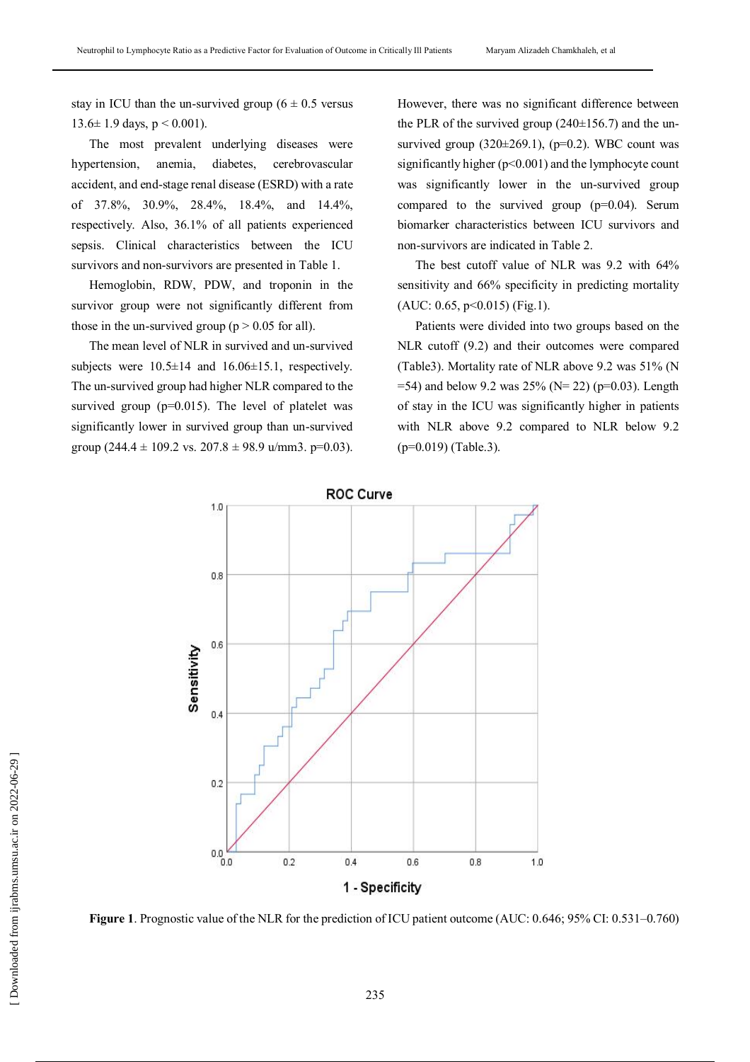stay in ICU than the un-survived group (6 ± 0.5 versus 13.6± 1.9 days, p < 0.001).

The most prevalent underlying diseases were hypertension, anemia, diabetes, cerebrovascular accident, and end-stage renal disease (ESRD) with a rate of 37.8%, 30.9%, 28.4%, 18.4%, and 14.4%, respectively. Also, 36.1% of all patients experienced sepsis. Clinical characteristics between the ICU survivors and non-survivors are presented in Table 1.

Hemoglobin, RDW, PDW, and troponin in the survivor group were not significantly different from those in the un-survived group (p > 0.05 for all).

The mean level of NLR in survived and un-survived subjects were 10.5±14 and 16.06±15.1, respectively. The un-survived group had higher NLR compared to the survived group (p=0.015). The level of platelet was significantly lower in survived group than un-survived group (244.4 ± 109.2 vs. 207.8 ± 98.9 u/mm3. p=0.03).

However, there was no significant difference between the PLR of the survived group (240±156.7) and the un-survived group (320±269.1), (p=0.2). WBC count was significantly higher (p<0.001) and the lymphocyte count was significantly lower in the un-survived group compared to the survived group (p=0.04). Serum biomarker characteristics between ICU survivors and non-survivors are indicated in Table 2.

The best cutoff value of NLR was 9.2 with 64% sensitivity and 66% specificity in predicting mortality (AUC: 0.65, p<0.015) (Fig.1).

Patients were divided into two groups based on the NLR cutoff (9.2) and their outcomes were compared (Table3). Mortality rate of NLR above 9.2 was 51% (N =54) and below 9.2 was 25% (N= 22) (p=0.03). Length of stay in the ICU was significantly higher in patients with NLR above 9.2 compared to NLR below 9.2 (p=0.019) (Table.3).

**Figure 1**. Prognostic value of the NLR for the prediction of ICU patient outcome (AUC: 0.646; 95% CI: 0.531–0.760)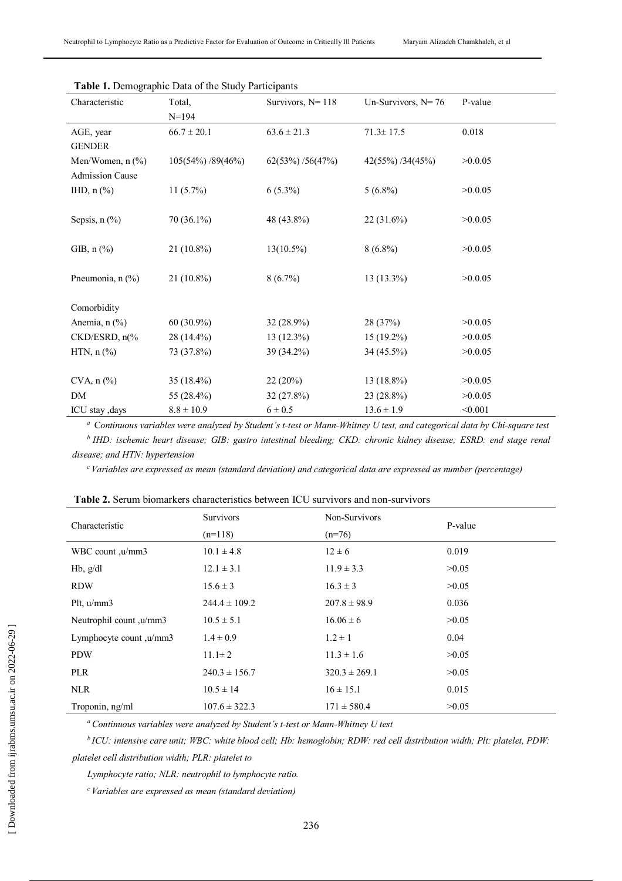**Table 1.** Demographic Data of the Study Participants

| Characteristic | Total, N=194 | Survivors, N= 118 | Un-Survivors, N= 76 | P-value |
|---|---|---|---|---|
| AGE, year | 66.7 ± 20.1 | 63.6 ± 21.3 | 71.3± 17.5 | 0.018 |
| GENDER | | | | |
| Men/Women, n (%) | 105(54%) /89(46%) | 62(53%) /56(47%) | 42(55%) /34(45%) | >0.0.05 |
| Admission Cause | | | | |
| IHD, n (%) | 11 (5.7%) | 6 (5.3%) | 5 (6.8%) | >0.0.05 |
| Sepsis, n (%) | 70 (36.1%) | 48 (43.8%) | 22 (31.6%) | >0.0.05 |
| GIB, n (%) | 21 (10.8%) | 13(10.5%) | 8 (6.8%) | >0.0.05 |
| Pneumonia, n (%) | 21 (10.8%) | 8 (6.7%) | 13 (13.3%) | >0.0.05 |
| Comorbidity | | | | |
| Anemia, n (%) | 60 (30.9%) | 32 (28.9%) | 28 (37%) | >0.0.05 |
| CKD/ESRD, n(% | 28 (14.4%) | 13 (12.3%) | 15 (19.2%) | >0.0.05 |
| HTN, n (%) | 73 (37.8%) | 39 (34.2%) | 34 (45.5%) | >0.0.05 |
| CVA, n (%) | 35 (18.4%) | 22 (20%) | 13 (18.8%) | >0.0.05 |
| DM | 55 (28.4%) | 32 (27.8%) | 23 (28.8%) | >0.0.05 |
| ICU stay ,days | 8.8 ± 10.9 | 6 ± 0.5 | 13.6 ± 1.9 | <0.001 |

[a] *Continuous variables were analyzed by Student's t-test or Mann-Whitney U test, and categorical data by Chi-square test*

[b] *IHD: ischemic heart disease; GIB: gastro intestinal bleeding; CKD: chronic kidney disease; ESRD: end stage renal disease; and HTN: hypertension*

[c] *Variables are expressed as mean (standard deviation) and categorical data are expressed as number (percentage)*

**Table 2.** Serum biomarkers characteristics between ICU survivors and non-survivors

| Characteristic | Survivors (n=118) | Non-Survivors (n=76) | P-value |
|---|---|---|---|
| WBC count ,u/mm3 | 10.1 ± 4.8 | 12 ± 6 | 0.019 |
| Hb, g/dl | 12.1 ± 3.1 | 11.9 ± 3.3 | >0.05 |
| RDW | 15.6 ± 3 | 16.3 ± 3 | >0.05 |
| Plt, u/mm3 | 244.4 ± 109.2 | 207.8 ± 98.9 | 0.036 |
| Neutrophil count ,u/mm3 | 10.5 ± 5.1 | 16.06 ± 6 | >0.05 |
| Lymphocyte count ,u/mm3 | 1.4 ± 0.9 | 1.2 ± 1 | 0.04 |
| PDW | 11.1± 2 | 11.3 ± 1.6 | >0.05 |
| PLR | 240.3 ± 156.7 | 320.3 ± 269.1 | >0.05 |
| NLR | 10.5 ± 14 | 16 ± 15.1 | 0.015 |
| Troponin, ng/ml | 107.6 ± 322.3 | 171 ± 580.4 | >0.05 |

[a] *Continuous variables were analyzed by Student's t-test or Mann-Whitney U test*

[b] *ICU: intensive care unit; WBC: white blood cell; Hb: hemoglobin; RDW: red cell distribution width; Plt: platelet, PDW: platelet cell distribution width; PLR: platelet to Lymphocyte ratio; NLR: neutrophil to lymphocyte ratio.*

[c] *Variables are expressed as mean (standard deviation)*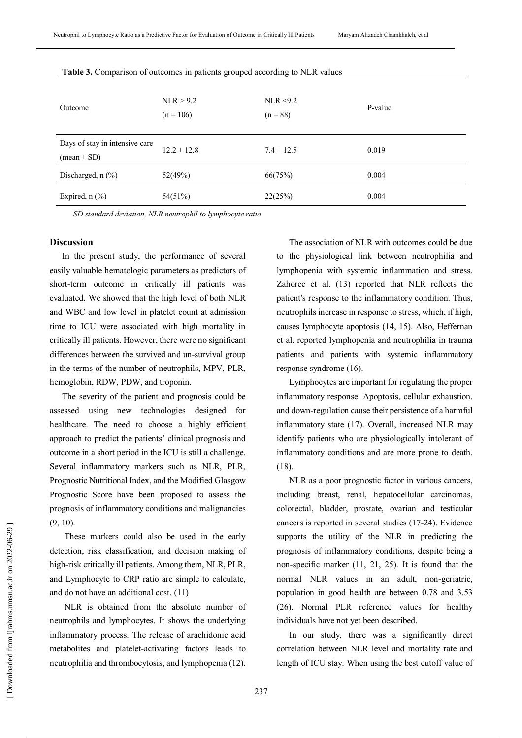**Table 3.** Comparison of outcomes in patients grouped according to NLR values

| Outcome | NLR > 9.2 (n = 106) | NLR <9.2 (n = 88) | P-value |
|---|---|---|---|
| Days of stay in intensive care (mean ± SD) | 12.2 ± 12.8 | 7.4 ± 12.5 | 0.019 |
| Discharged, n (%) | 52(49%) | 66(75%) | 0.004 |
| Expired, n (%) | 54(51%) | 22(25%) | 0.004 |

*SD standard deviation, NLR neutrophil to lymphocyte ratio*

## Discussion

In the present study, the performance of several easily valuable hematologic parameters as predictors of short-term outcome in critically ill patients was evaluated. We showed that the high level of both NLR and WBC and low level in platelet count at admission time to ICU were associated with high mortality in critically ill patients. However, there were no significant differences between the survived and un-survival group in the terms of the number of neutrophils, MPV, PLR, hemoglobin, RDW, PDW, and troponin.

The severity of the patient and prognosis could be assessed using new technologies designed for healthcare. The need to choose a highly efficient approach to predict the patients' clinical prognosis and outcome in a short period in the ICU is still a challenge. Several inflammatory markers such as NLR, PLR, Prognostic Nutritional Index, and the Modified Glasgow Prognostic Score have been proposed to assess the prognosis of inflammatory conditions and malignancies (9, 10).

These markers could also be used in the early detection, risk classification, and decision making of high-risk critically ill patients. Among them, NLR, PLR, and Lymphocyte to CRP ratio are simple to calculate, and do not have an additional cost. (11)

NLR is obtained from the absolute number of neutrophils and lymphocytes. It shows the underlying inflammatory process. The release of arachidonic acid metabolites and platelet-activating factors leads to neutrophilia and thrombocytosis, and lymphopenia (12).

The association of NLR with outcomes could be due to the physiological link between neutrophilia and lymphopenia with systemic inflammation and stress. Zahorec et al. (13) reported that NLR reflects the patient's response to the inflammatory condition. Thus, neutrophils increase in response to stress, which, if high, causes lymphocyte apoptosis (14, 15). Also, Heffernan et al. reported lymphopenia and neutrophilia in trauma patients and patients with systemic inflammatory response syndrome (16).

Lymphocytes are important for regulating the proper inflammatory response. Apoptosis, cellular exhaustion, and down-regulation cause their persistence of a harmful inflammatory state (17). Overall, increased NLR may identify patients who are physiologically intolerant of inflammatory conditions and are more prone to death. (18).

NLR as a poor prognostic factor in various cancers, including breast, renal, hepatocellular carcinomas, colorectal, bladder, prostate, ovarian and testicular cancers is reported in several studies (17-24). Evidence supports the utility of the NLR in predicting the prognosis of inflammatory conditions, despite being a non-specific marker (11, 21, 25). It is found that the normal NLR values in an adult, non-geriatric, population in good health are between 0.78 and 3.53 (26). Normal PLR reference values for healthy individuals have not yet been described.

In our study, there was a significantly direct correlation between NLR level and mortality rate and length of ICU stay. When using the best cutoff value of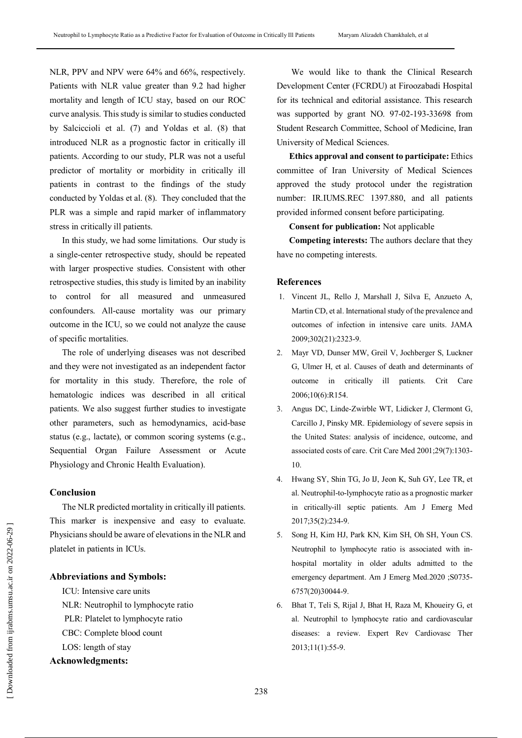NLR, PPV and NPV were 64% and 66%, respectively. Patients with NLR value greater than 9.2 had higher mortality and length of ICU stay, based on our ROC curve analysis. This study is similar to studies conducted by Salciccioli et al. (7) and Yoldas et al. (8) that introduced NLR as a prognostic factor in critically ill patients. According to our study, PLR was not a useful predictor of mortality or morbidity in critically ill patients in contrast to the findings of the study conducted by Yoldas et al. (8). They concluded that the PLR was a simple and rapid marker of inflammatory stress in critically ill patients.

In this study, we had some limitations. Our study is a single-center retrospective study, should be repeated with larger prospective studies. Consistent with other retrospective studies, this study is limited by an inability to control for all measured and unmeasured confounders. All-cause mortality was our primary outcome in the ICU, so we could not analyze the cause of specific mortalities.

The role of underlying diseases was not described and they were not investigated as an independent factor for mortality in this study. Therefore, the role of hematologic indices was described in all critical patients. We also suggest further studies to investigate other parameters, such as hemodynamics, acid-base status (e.g., lactate), or common scoring systems (e.g., Sequential Organ Failure Assessment or Acute Physiology and Chronic Health Evaluation).

## Conclusion

The NLR predicted mortality in critically ill patients. This marker is inexpensive and easy to evaluate. Physicians should be aware of elevations in the NLR and platelet in patients in ICUs.

### Abbreviations and Symbols:

ICU: Intensive care units
NLR: Neutrophil to lymphocyte ratio
PLR: Platelet to lymphocyte ratio
CBC: Complete blood count
LOS: length of stay

### Acknowledgments:

We would like to thank the Clinical Research Development Center (FCRDU) at Firoozabadi Hospital for its technical and editorial assistance. This research was supported by grant NO. 97-02-193-33698 from Student Research Committee, School of Medicine, Iran University of Medical Sciences.

**Ethics approval and consent to participate:** Ethics committee of Iran University of Medical Sciences approved the study protocol under the registration number: IR.IUMS.REC 1397.880, and all patients provided informed consent before participating.

**Consent for publication:** Not applicable

**Competing interests:** The authors declare that they have no competing interests.

## References

1. Vincent JL, Rello J, Marshall J, Silva E, Anzueto A, Martin CD, et al. International study of the prevalence and outcomes of infection in intensive care units. JAMA 2009;302(21):2323-9.
2. Mayr VD, Dunser MW, Greil V, Jochberger S, Luckner G, Ulmer H, et al. Causes of death and determinants of outcome in critically ill patients. Crit Care 2006;10(6):R154.
3. Angus DC, Linde-Zwirble WT, Lidicker J, Clermont G, Carcillo J, Pinsky MR. Epidemiology of severe sepsis in the United States: analysis of incidence, outcome, and associated costs of care. Crit Care Med 2001;29(7):1303-10.
4. Hwang SY, Shin TG, Jo IJ, Jeon K, Suh GY, Lee TR, et al. Neutrophil-to-lymphocyte ratio as a prognostic marker in critically-ill septic patients. Am J Emerg Med 2017;35(2):234-9.
5. Song H, Kim HJ, Park KN, Kim SH, Oh SH, Youn CS. Neutrophil to lymphocyte ratio is associated with in-hospital mortality in older adults admitted to the emergency department. Am J Emerg Med.2020 ;S0735-6757(20)30044-9.
6. Bhat T, Teli S, Rijal J, Bhat H, Raza M, Khoueiry G, et al. Neutrophil to lymphocyte ratio and cardiovascular diseases: a review. Expert Rev Cardiovasc Ther 2013;11(1):55-9.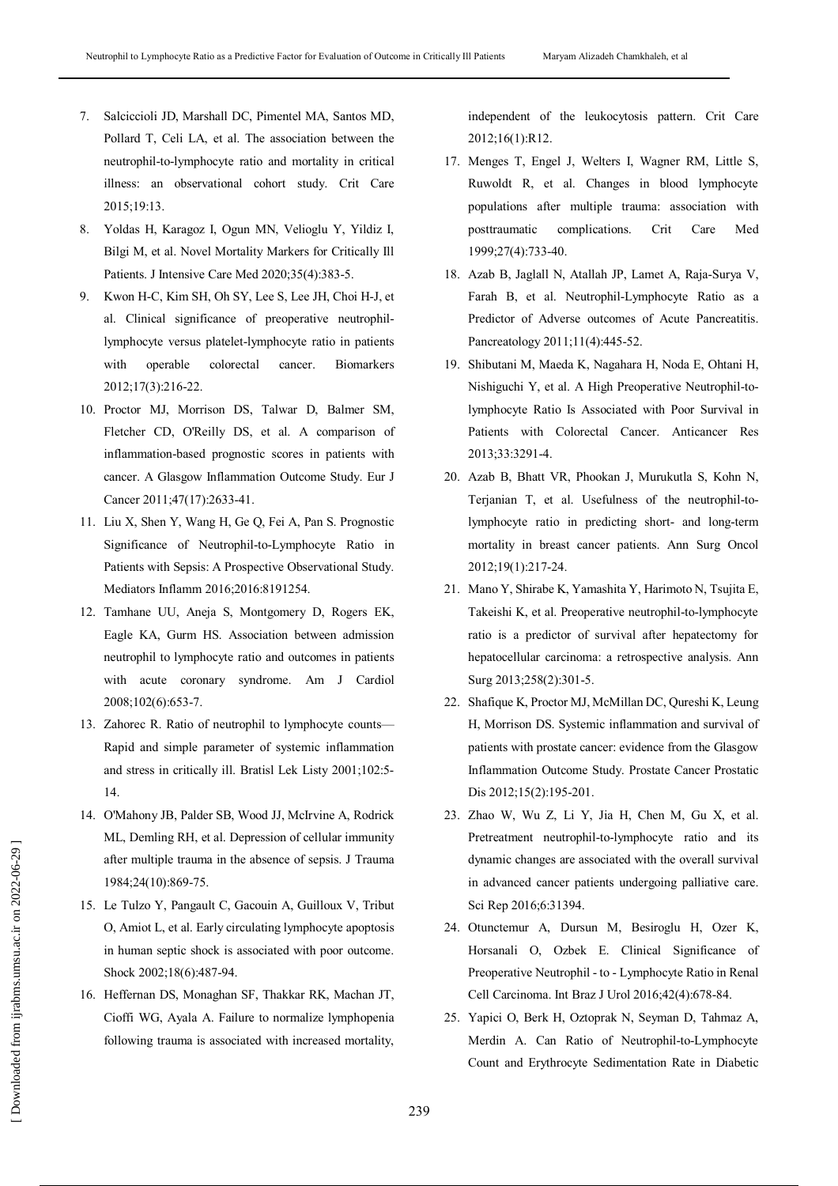7. Salciccioli JD, Marshall DC, Pimentel MA, Santos MD, Pollard T, Celi LA, et al. The association between the neutrophil-to-lymphocyte ratio and mortality in critical illness: an observational cohort study. Crit Care 2015;19:13.
8. Yoldas H, Karagoz I, Ogun MN, Velioglu Y, Yildiz I, Bilgi M, et al. Novel Mortality Markers for Critically Ill Patients. J Intensive Care Med 2020;35(4):383-5.
9. Kwon H-C, Kim SH, Oh SY, Lee S, Lee JH, Choi H-J, et al. Clinical significance of preoperative neutrophil-lymphocyte versus platelet-lymphocyte ratio in patients with operable colorectal cancer. Biomarkers 2012;17(3):216-22.
10. Proctor MJ, Morrison DS, Talwar D, Balmer SM, Fletcher CD, O'Reilly DS, et al. A comparison of inflammation-based prognostic scores in patients with cancer. A Glasgow Inflammation Outcome Study. Eur J Cancer 2011;47(17):2633-41.
11. Liu X, Shen Y, Wang H, Ge Q, Fei A, Pan S. Prognostic Significance of Neutrophil-to-Lymphocyte Ratio in Patients with Sepsis: A Prospective Observational Study. Mediators Inflamm 2016;2016:8191254.
12. Tamhane UU, Aneja S, Montgomery D, Rogers EK, Eagle KA, Gurm HS. Association between admission neutrophil to lymphocyte ratio and outcomes in patients with acute coronary syndrome. Am J Cardiol 2008;102(6):653-7.
13. Zahorec R. Ratio of neutrophil to lymphocyte counts—Rapid and simple parameter of systemic inflammation and stress in critically ill. Bratisl Lek Listy 2001;102:5-14.
14. O'Mahony JB, Palder SB, Wood JJ, McIrvine A, Rodrick ML, Demling RH, et al. Depression of cellular immunity after multiple trauma in the absence of sepsis. J Trauma 1984;24(10):869-75.
15. Le Tulzo Y, Pangault C, Gacouin A, Guilloux V, Tribut O, Amiot L, et al. Early circulating lymphocyte apoptosis in human septic shock is associated with poor outcome. Shock 2002;18(6):487-94.
16. Heffernan DS, Monaghan SF, Thakkar RK, Machan JT, Cioffi WG, Ayala A. Failure to normalize lymphopenia following trauma is associated with increased mortality, independent of the leukocytosis pattern. Crit Care 2012;16(1):R12.
17. Menges T, Engel J, Welters I, Wagner RM, Little S, Ruwoldt R, et al. Changes in blood lymphocyte populations after multiple trauma: association with posttraumatic complications. Crit Care Med 1999;27(4):733-40.
18. Azab B, Jaglall N, Atallah JP, Lamet A, Raja-Surya V, Farah B, et al. Neutrophil-Lymphocyte Ratio as a Predictor of Adverse outcomes of Acute Pancreatitis. Pancreatology 2011;11(4):445-52.
19. Shibutani M, Maeda K, Nagahara H, Noda E, Ohtani H, Nishiguchi Y, et al. A High Preoperative Neutrophil-to-lymphocyte Ratio Is Associated with Poor Survival in Patients with Colorectal Cancer. Anticancer Res 2013;33:3291-4.
20. Azab B, Bhatt VR, Phookan J, Murukutla S, Kohn N, Terjanian T, et al. Usefulness of the neutrophil-to-lymphocyte ratio in predicting short- and long-term mortality in breast cancer patients. Ann Surg Oncol 2012;19(1):217-24.
21. Mano Y, Shirabe K, Yamashita Y, Harimoto N, Tsujita E, Takeishi K, et al. Preoperative neutrophil-to-lymphocyte ratio is a predictor of survival after hepatectomy for hepatocellular carcinoma: a retrospective analysis. Ann Surg 2013;258(2):301-5.
22. Shafique K, Proctor MJ, McMillan DC, Qureshi K, Leung H, Morrison DS. Systemic inflammation and survival of patients with prostate cancer: evidence from the Glasgow Inflammation Outcome Study. Prostate Cancer Prostatic Dis 2012;15(2):195-201.
23. Zhao W, Wu Z, Li Y, Jia H, Chen M, Gu X, et al. Pretreatment neutrophil-to-lymphocyte ratio and its dynamic changes are associated with the overall survival in advanced cancer patients undergoing palliative care. Sci Rep 2016;6:31394.
24. Otunctemur A, Dursun M, Besiroglu H, Ozer K, Horsanali O, Ozbek E. Clinical Significance of Preoperative Neutrophil - to - Lymphocyte Ratio in Renal Cell Carcinoma. Int Braz J Urol 2016;42(4):678-84.
25. Yapici O, Berk H, Oztoprak N, Seyman D, Tahmaz A, Merdin A. Can Ratio of Neutrophil-to-Lymphocyte Count and Erythrocyte Sedimentation Rate in Diabetic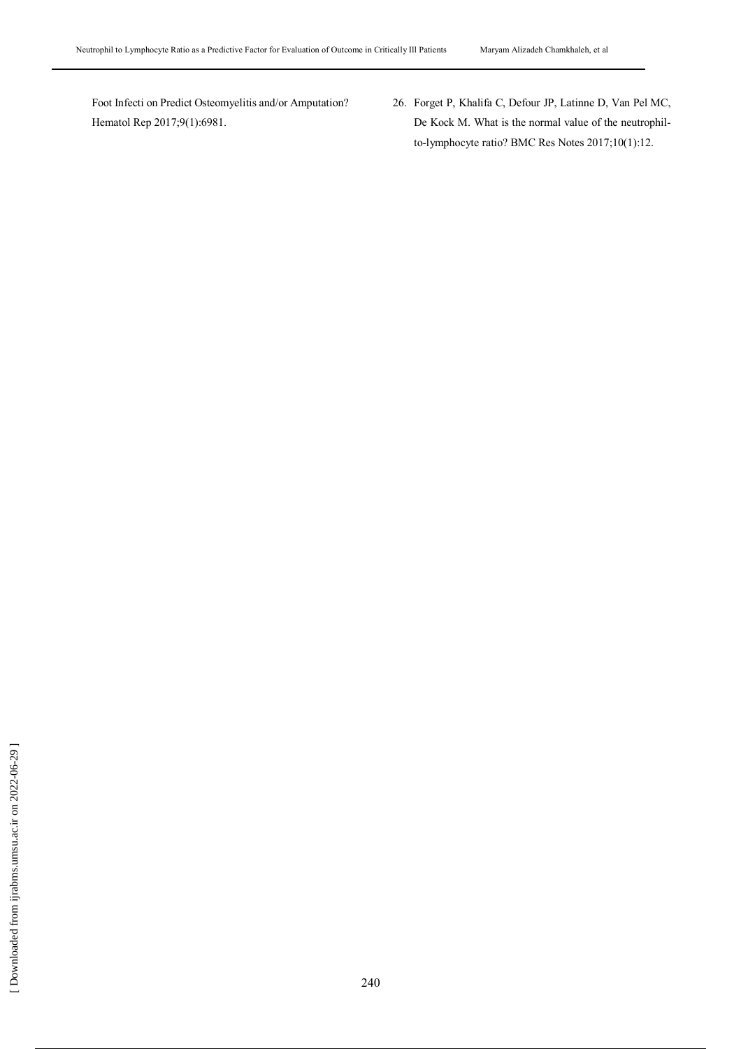Foot Infecti on Predict Osteomyelitis and/or Amputation? Hematol Rep 2017;9(1):6981.

26. Forget P, Khalifa C, Defour JP, Latinne D, Van Pel MC, De Kock M. What is the normal value of the neutrophil-to-lymphocyte ratio? BMC Res Notes 2017;10(1):12.